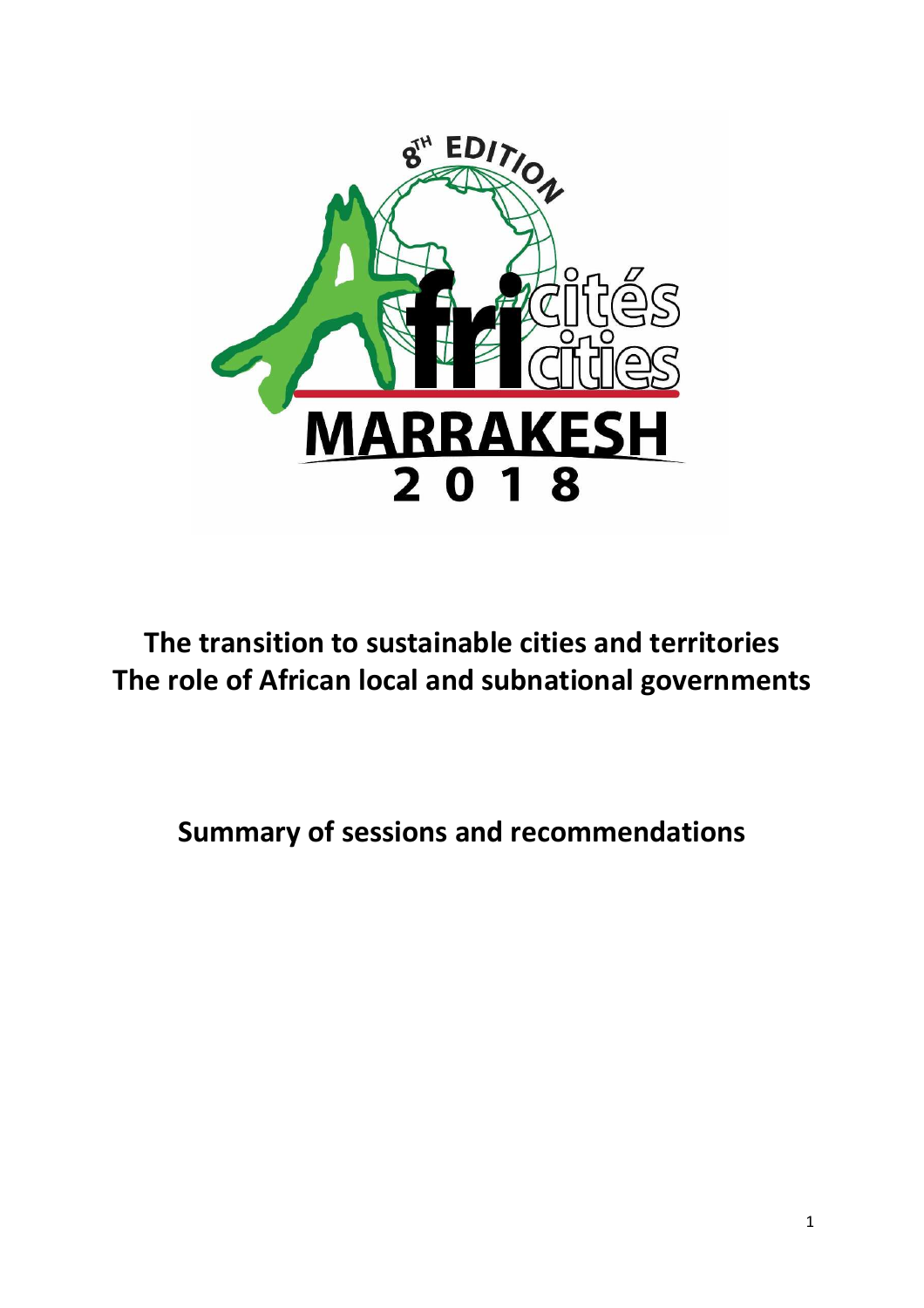# The transition to sustainable cities and territories
# The role of African local and subnational governments

## Summary of sessions and recommendations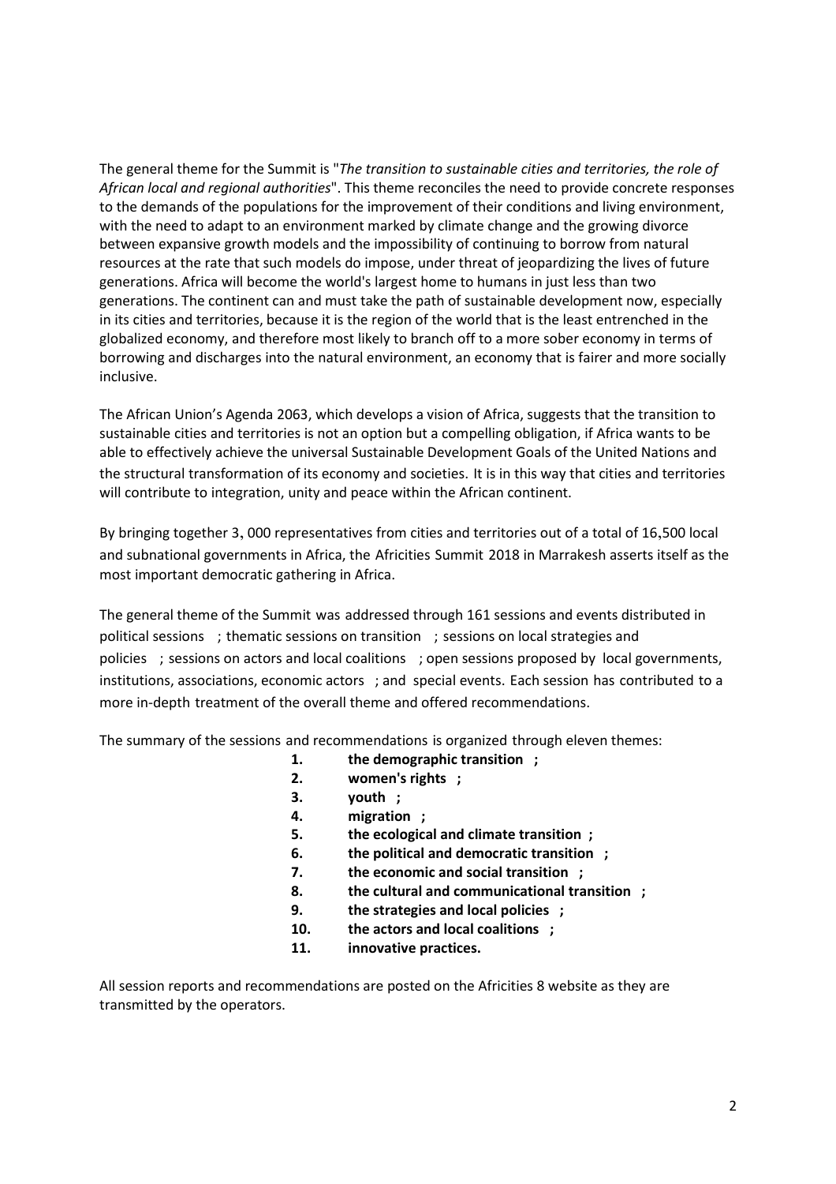The general theme for the Summit is "*The transition to sustainable cities and territories, the role of African local and regional authorities*". This theme reconciles the need to provide concrete responses to the demands of the populations for the improvement of their conditions and living environment, with the need to adapt to an environment marked by climate change and the growing divorce between expansive growth models and the impossibility of continuing to borrow from natural resources at the rate that such models do impose, under threat of jeopardizing the lives of future generations. Africa will become the world's largest home to humans in just less than two generations. The continent can and must take the path of sustainable development now, especially in its cities and territories, because it is the region of the world that is the least entrenched in the globalized economy, and therefore most likely to branch off to a more sober economy in terms of borrowing and discharges into the natural environment, an economy that is fairer and more socially inclusive.

The African Union's Agenda 2063, which develops a vision of Africa, suggests that the transition to sustainable cities and territories is not an option but a compelling obligation, if Africa wants to be able to effectively achieve the universal Sustainable Development Goals of the United Nations and the structural transformation of its economy and societies. It is in this way that cities and territories will contribute to integration, unity and peace within the African continent.

By bringing together 3, 000 representatives from cities and territories out of a total of 16,500 local and subnational governments in Africa, the Africities Summit 2018 in Marrakesh asserts itself as the most important democratic gathering in Africa.

The general theme of the Summit was addressed through 161 sessions and events distributed in political sessions ; thematic sessions on transition ; sessions on local strategies and policies ; sessions on actors and local coalitions ; open sessions proposed by local governments, institutions, associations, economic actors ; and special events. Each session has contributed to a more in-depth treatment of the overall theme and offered recommendations.

The summary of the sessions and recommendations is organized through eleven themes:

1. **the demographic transition ;**
2. **women's rights ;**
3. **youth ;**
4. **migration ;**
5. **the ecological and climate transition ;**
6. **the political and democratic transition ;**
7. **the economic and social transition ;**
8. **the cultural and communicational transition ;**
9. **the strategies and local policies ;**
10. **the actors and local coalitions ;**
11. **innovative practices.**

All session reports and recommendations are posted on the Africities 8 website as they are transmitted by the operators.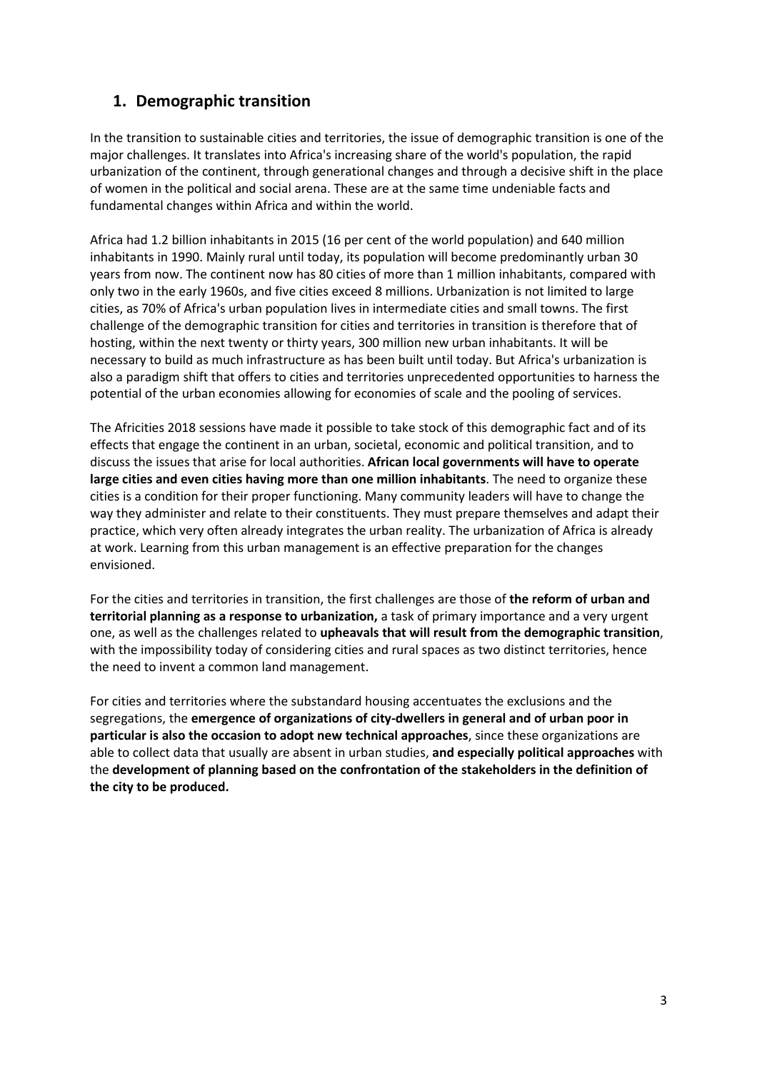## 1. Demographic transition

In the transition to sustainable cities and territories, the issue of demographic transition is one of the major challenges. It translates into Africa's increasing share of the world's population, the rapid urbanization of the continent, through generational changes and through a decisive shift in the place of women in the political and social arena. These are at the same time undeniable facts and fundamental changes within Africa and within the world.

Africa had 1.2 billion inhabitants in 2015 (16 per cent of the world population) and 640 million inhabitants in 1990. Mainly rural until today, its population will become predominantly urban 30 years from now. The continent now has 80 cities of more than 1 million inhabitants, compared with only two in the early 1960s, and five cities exceed 8 millions. Urbanization is not limited to large cities, as 70% of Africa's urban population lives in intermediate cities and small towns. The first challenge of the demographic transition for cities and territories in transition is therefore that of hosting, within the next twenty or thirty years, 300 million new urban inhabitants. It will be necessary to build as much infrastructure as has been built until today. But Africa's urbanization is also a paradigm shift that offers to cities and territories unprecedented opportunities to harness the potential of the urban economies allowing for economies of scale and the pooling of services.

The Africities 2018 sessions have made it possible to take stock of this demographic fact and of its effects that engage the continent in an urban, societal, economic and political transition, and to discuss the issues that arise for local authorities. **African local governments will have to operate large cities and even cities having more than one million inhabitants**. The need to organize these cities is a condition for their proper functioning. Many community leaders will have to change the way they administer and relate to their constituents. They must prepare themselves and adapt their practice, which very often already integrates the urban reality. The urbanization of Africa is already at work. Learning from this urban management is an effective preparation for the changes envisioned.

For the cities and territories in transition, the first challenges are those of **the reform of urban and territorial planning as a response to urbanization,** a task of primary importance and a very urgent one, as well as the challenges related to **upheavals that will result from the demographic transition**, with the impossibility today of considering cities and rural spaces as two distinct territories, hence the need to invent a common land management.

For cities and territories where the substandard housing accentuates the exclusions and the segregations, the **emergence of organizations of city-dwellers in general and of urban poor in particular is also the occasion to adopt new technical approaches**, since these organizations are able to collect data that usually are absent in urban studies, **and especially political approaches** with the **development of planning based on the confrontation of the stakeholders in the definition of the city to be produced.**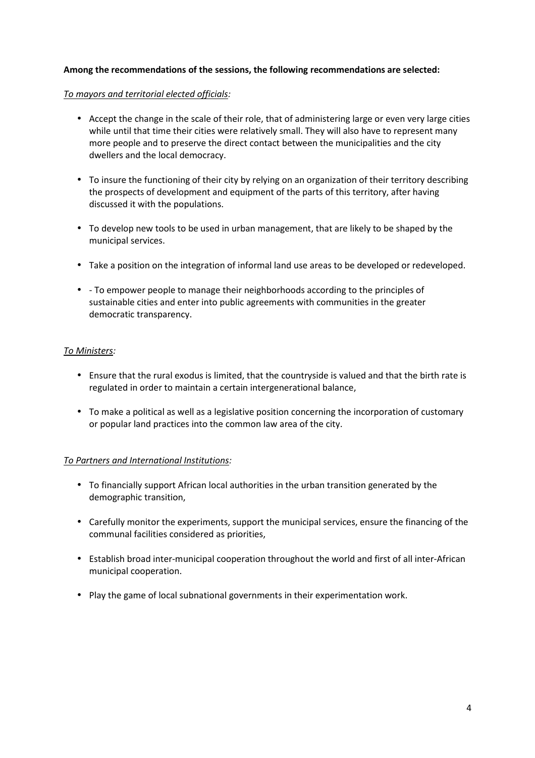**Among the recommendations of the sessions, the following recommendations are selected:**

*<u>To mayors and territorial elected officials</u>:*

- Accept the change in the scale of their role, that of administering large or even very large cities while until that time their cities were relatively small. They will also have to represent many more people and to preserve the direct contact between the municipalities and the city dwellers and the local democracy.
- To insure the functioning of their city by relying on an organization of their territory describing the prospects of development and equipment of the parts of this territory, after having discussed it with the populations.
- To develop new tools to be used in urban management, that are likely to be shaped by the municipal services.
- Take a position on the integration of informal land use areas to be developed or redeveloped.
- - To empower people to manage their neighborhoods according to the principles of sustainable cities and enter into public agreements with communities in the greater democratic transparency.

*<u>To Ministers</u>:*

- Ensure that the rural exodus is limited, that the countryside is valued and that the birth rate is regulated in order to maintain a certain intergenerational balance,
- To make a political as well as a legislative position concerning the incorporation of customary or popular land practices into the common law area of the city.

*<u>To Partners and International Institutions</u>:*

- To financially support African local authorities in the urban transition generated by the demographic transition,
- Carefully monitor the experiments, support the municipal services, ensure the financing of the communal facilities considered as priorities,
- Establish broad inter-municipal cooperation throughout the world and first of all inter-African municipal cooperation.
- Play the game of local subnational governments in their experimentation work.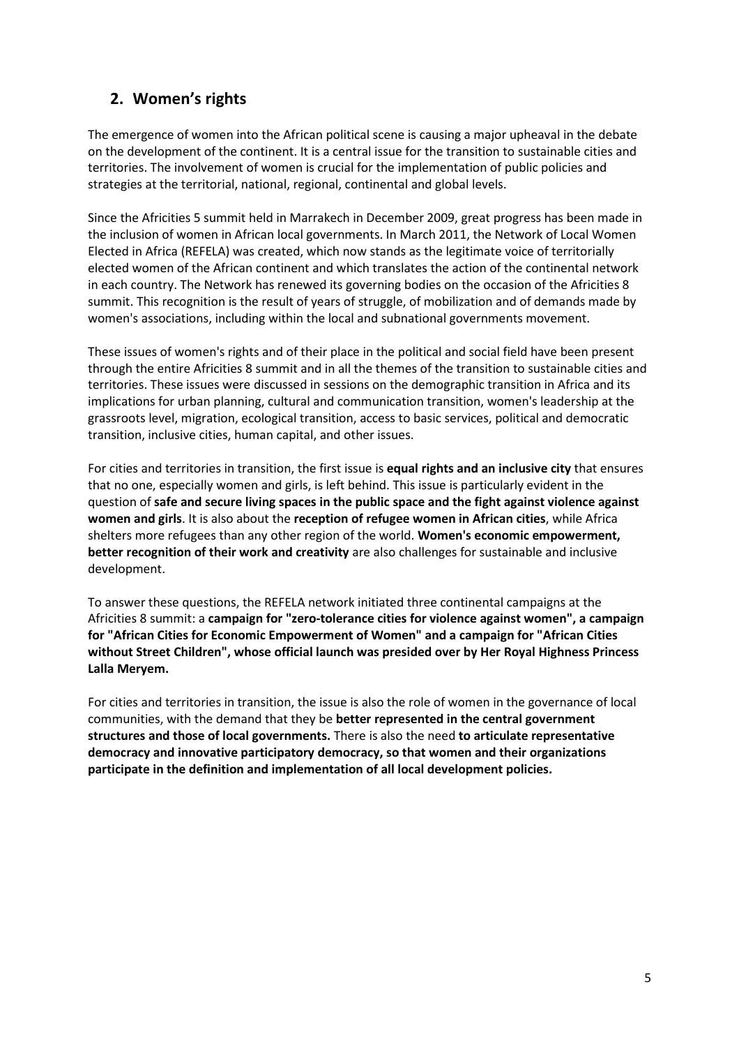## 2. Women's rights

The emergence of women into the African political scene is causing a major upheaval in the debate on the development of the continent. It is a central issue for the transition to sustainable cities and territories. The involvement of women is crucial for the implementation of public policies and strategies at the territorial, national, regional, continental and global levels.

Since the Africities 5 summit held in Marrakech in December 2009, great progress has been made in the inclusion of women in African local governments. In March 2011, the Network of Local Women Elected in Africa (REFELA) was created, which now stands as the legitimate voice of territorially elected women of the African continent and which translates the action of the continental network in each country. The Network has renewed its governing bodies on the occasion of the Africities 8 summit. This recognition is the result of years of struggle, of mobilization and of demands made by women's associations, including within the local and subnational governments movement.

These issues of women's rights and of their place in the political and social field have been present through the entire Africities 8 summit and in all the themes of the transition to sustainable cities and territories. These issues were discussed in sessions on the demographic transition in Africa and its implications for urban planning, cultural and communication transition, women's leadership at the grassroots level, migration, ecological transition, access to basic services, political and democratic transition, inclusive cities, human capital, and other issues.

For cities and territories in transition, the first issue is **equal rights and an inclusive city** that ensures that no one, especially women and girls, is left behind. This issue is particularly evident in the question of **safe and secure living spaces in the public space and the fight against violence against women and girls**. It is also about the **reception of refugee women in African cities**, while Africa shelters more refugees than any other region of the world. **Women's economic empowerment, better recognition of their work and creativity** are also challenges for sustainable and inclusive development.

To answer these questions, the REFELA network initiated three continental campaigns at the Africities 8 summit: a **campaign for "zero-tolerance cities for violence against women", a campaign for "African Cities for Economic Empowerment of Women" and a campaign for "African Cities without Street Children", whose official launch was presided over by Her Royal Highness Princess Lalla Meryem.**

For cities and territories in transition, the issue is also the role of women in the governance of local communities, with the demand that they be **better represented in the central government structures and those of local governments.** There is also the need **to articulate representative democracy and innovative participatory democracy, so that women and their organizations participate in the definition and implementation of all local development policies.**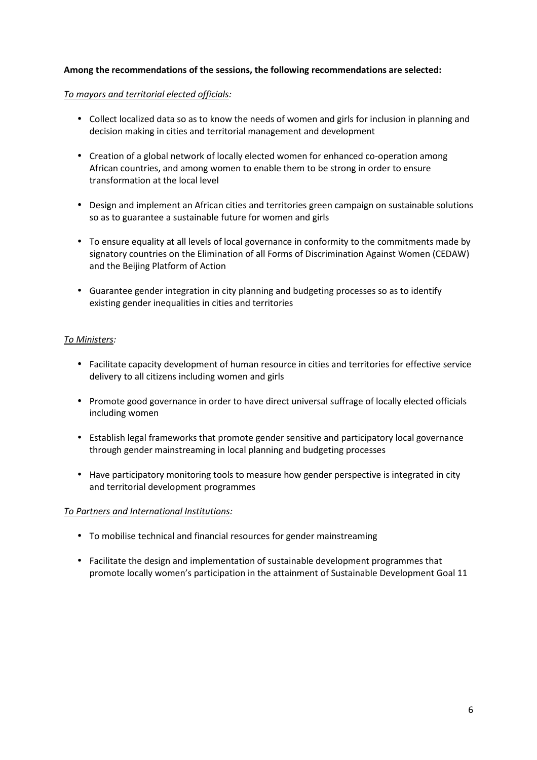**Among the recommendations of the sessions, the following recommendations are selected:**

*To mayors and territorial elected officials:*

- Collect localized data so as to know the needs of women and girls for inclusion in planning and decision making in cities and territorial management and development
- Creation of a global network of locally elected women for enhanced co-operation among African countries, and among women to enable them to be strong in order to ensure transformation at the local level
- Design and implement an African cities and territories green campaign on sustainable solutions so as to guarantee a sustainable future for women and girls
- To ensure equality at all levels of local governance in conformity to the commitments made by signatory countries on the Elimination of all Forms of Discrimination Against Women (CEDAW) and the Beijing Platform of Action
- Guarantee gender integration in city planning and budgeting processes so as to identify existing gender inequalities in cities and territories

*To Ministers:*

- Facilitate capacity development of human resource in cities and territories for effective service delivery to all citizens including women and girls
- Promote good governance in order to have direct universal suffrage of locally elected officials including women
- Establish legal frameworks that promote gender sensitive and participatory local governance through gender mainstreaming in local planning and budgeting processes
- Have participatory monitoring tools to measure how gender perspective is integrated in city and territorial development programmes

*To Partners and International Institutions:*

- To mobilise technical and financial resources for gender mainstreaming
- Facilitate the design and implementation of sustainable development programmes that promote locally women's participation in the attainment of Sustainable Development Goal 11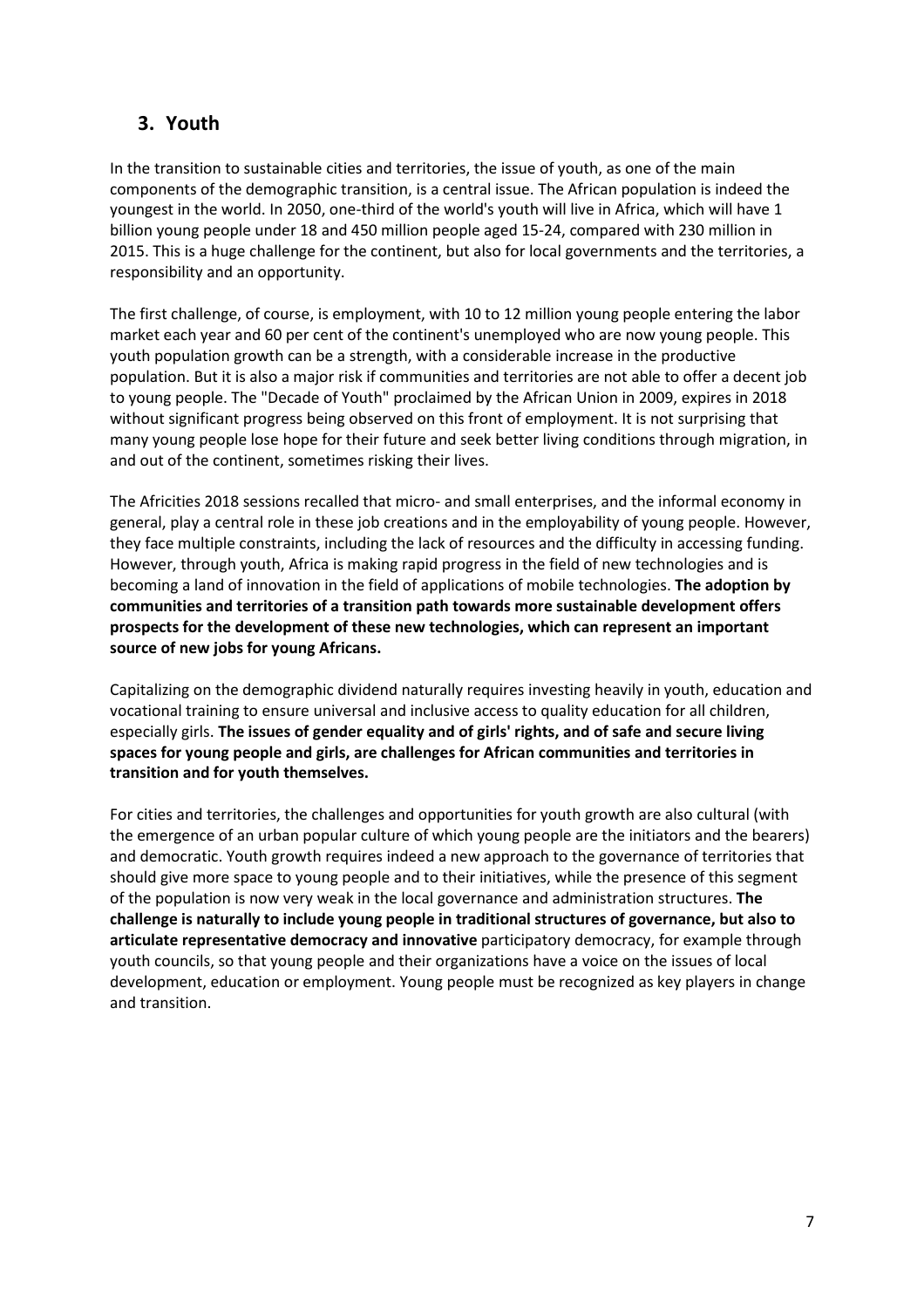## 3. Youth

In the transition to sustainable cities and territories, the issue of youth, as one of the main components of the demographic transition, is a central issue. The African population is indeed the youngest in the world. In 2050, one-third of the world's youth will live in Africa, which will have 1 billion young people under 18 and 450 million people aged 15-24, compared with 230 million in 2015. This is a huge challenge for the continent, but also for local governments and the territories, a responsibility and an opportunity.

The first challenge, of course, is employment, with 10 to 12 million young people entering the labor market each year and 60 per cent of the continent's unemployed who are now young people. This youth population growth can be a strength, with a considerable increase in the productive population. But it is also a major risk if communities and territories are not able to offer a decent job to young people. The "Decade of Youth" proclaimed by the African Union in 2009, expires in 2018 without significant progress being observed on this front of employment. It is not surprising that many young people lose hope for their future and seek better living conditions through migration, in and out of the continent, sometimes risking their lives.

The Africities 2018 sessions recalled that micro- and small enterprises, and the informal economy in general, play a central role in these job creations and in the employability of young people. However, they face multiple constraints, including the lack of resources and the difficulty in accessing funding. However, through youth, Africa is making rapid progress in the field of new technologies and is becoming a land of innovation in the field of applications of mobile technologies. **The adoption by communities and territories of a transition path towards more sustainable development offers prospects for the development of these new technologies, which can represent an important source of new jobs for young Africans.**

Capitalizing on the demographic dividend naturally requires investing heavily in youth, education and vocational training to ensure universal and inclusive access to quality education for all children, especially girls. **The issues of gender equality and of girls' rights, and of safe and secure living spaces for young people and girls, are challenges for African communities and territories in transition and for youth themselves.**

For cities and territories, the challenges and opportunities for youth growth are also cultural (with the emergence of an urban popular culture of which young people are the initiators and the bearers) and democratic. Youth growth requires indeed a new approach to the governance of territories that should give more space to young people and to their initiatives, while the presence of this segment of the population is now very weak in the local governance and administration structures. **The challenge is naturally to include young people in traditional structures of governance, but also to articulate representative democracy and innovative** participatory democracy, for example through youth councils, so that young people and their organizations have a voice on the issues of local development, education or employment. Young people must be recognized as key players in change and transition.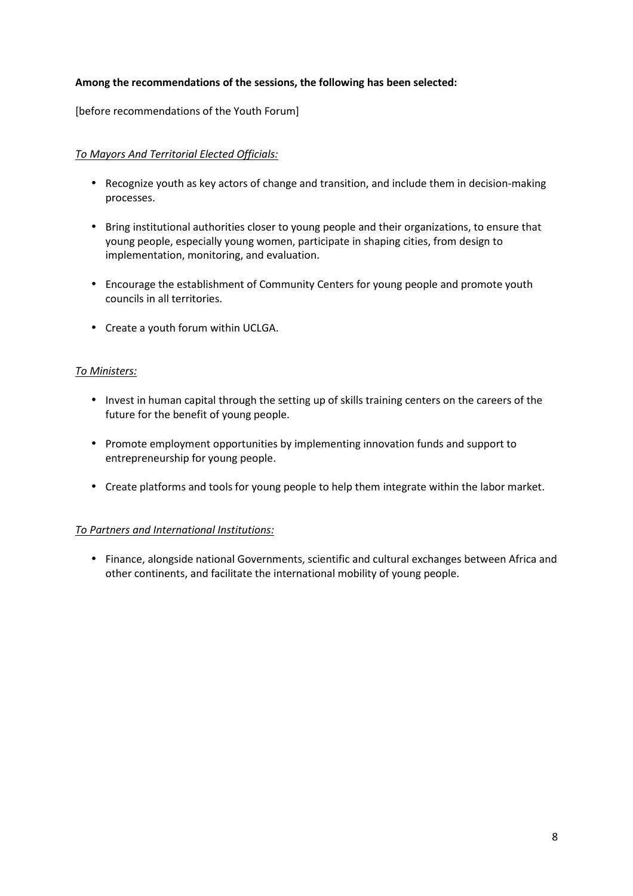**Among the recommendations of the sessions, the following has been selected:**

[before recommendations of the Youth Forum]

*To Mayors And Territorial Elected Officials:*

- Recognize youth as key actors of change and transition, and include them in decision-making processes.
- Bring institutional authorities closer to young people and their organizations, to ensure that young people, especially young women, participate in shaping cities, from design to implementation, monitoring, and evaluation.
- Encourage the establishment of Community Centers for young people and promote youth councils in all territories.
- Create a youth forum within UCLGA.

*To Ministers:*

- Invest in human capital through the setting up of skills training centers on the careers of the future for the benefit of young people.
- Promote employment opportunities by implementing innovation funds and support to entrepreneurship for young people.
- Create platforms and tools for young people to help them integrate within the labor market.

*To Partners and International Institutions:*

- Finance, alongside national Governments, scientific and cultural exchanges between Africa and other continents, and facilitate the international mobility of young people.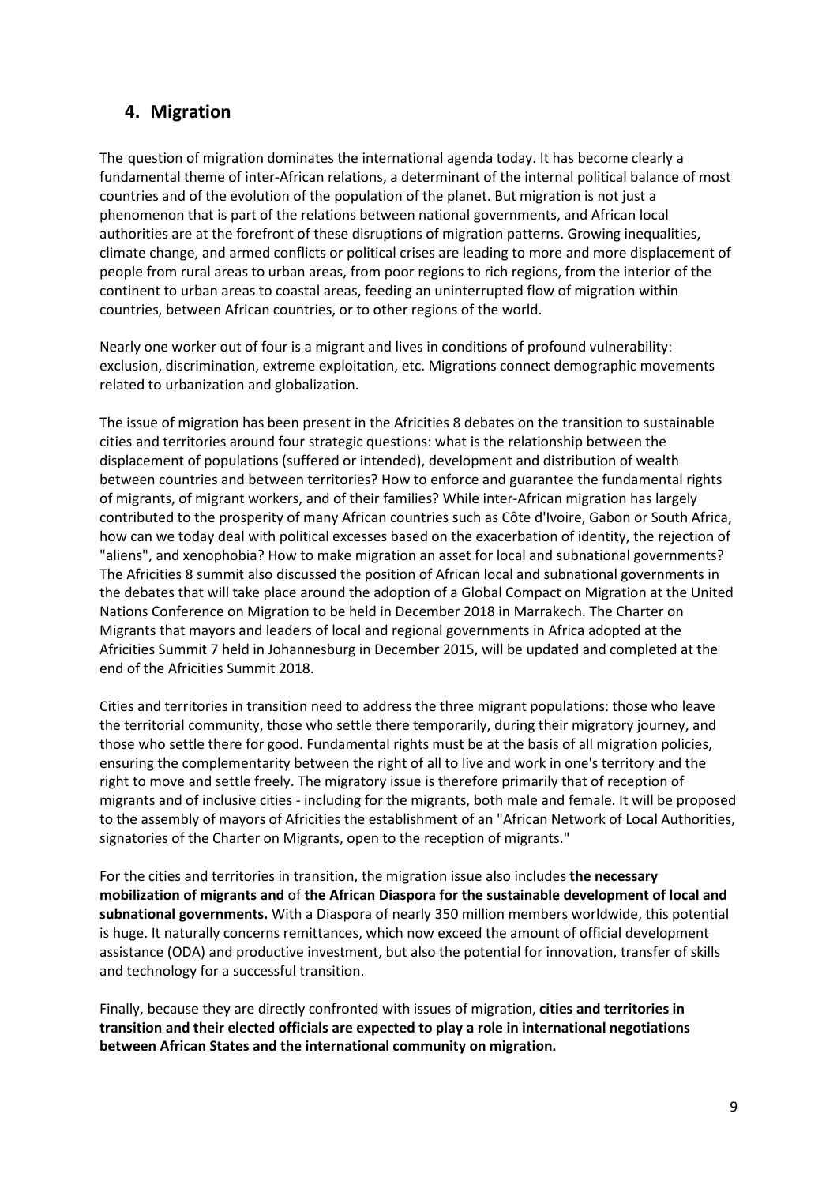## 4. Migration

The question of migration dominates the international agenda today. It has become clearly a fundamental theme of inter-African relations, a determinant of the internal political balance of most countries and of the evolution of the population of the planet. But migration is not just a phenomenon that is part of the relations between national governments, and African local authorities are at the forefront of these disruptions of migration patterns. Growing inequalities, climate change, and armed conflicts or political crises are leading to more and more displacement of people from rural areas to urban areas, from poor regions to rich regions, from the interior of the continent to urban areas to coastal areas, feeding an uninterrupted flow of migration within countries, between African countries, or to other regions of the world.

Nearly one worker out of four is a migrant and lives in conditions of profound vulnerability: exclusion, discrimination, extreme exploitation, etc. Migrations connect demographic movements related to urbanization and globalization.

The issue of migration has been present in the Africities 8 debates on the transition to sustainable cities and territories around four strategic questions: what is the relationship between the displacement of populations (suffered or intended), development and distribution of wealth between countries and between territories? How to enforce and guarantee the fundamental rights of migrants, of migrant workers, and of their families? While inter-African migration has largely contributed to the prosperity of many African countries such as Côte d'Ivoire, Gabon or South Africa, how can we today deal with political excesses based on the exacerbation of identity, the rejection of "aliens", and xenophobia? How to make migration an asset for local and subnational governments? The Africities 8 summit also discussed the position of African local and subnational governments in the debates that will take place around the adoption of a Global Compact on Migration at the United Nations Conference on Migration to be held in December 2018 in Marrakech. The Charter on Migrants that mayors and leaders of local and regional governments in Africa adopted at the Africities Summit 7 held in Johannesburg in December 2015, will be updated and completed at the end of the Africities Summit 2018.

Cities and territories in transition need to address the three migrant populations: those who leave the territorial community, those who settle there temporarily, during their migratory journey, and those who settle there for good. Fundamental rights must be at the basis of all migration policies, ensuring the complementarity between the right of all to live and work in one's territory and the right to move and settle freely. The migratory issue is therefore primarily that of reception of migrants and of inclusive cities - including for the migrants, both male and female. It will be proposed to the assembly of mayors of Africities the establishment of an "African Network of Local Authorities, signatories of the Charter on Migrants, open to the reception of migrants."

For the cities and territories in transition, the migration issue also includes **the necessary mobilization of migrants and** of **the African Diaspora for the sustainable development of local and subnational governments.** With a Diaspora of nearly 350 million members worldwide, this potential is huge. It naturally concerns remittances, which now exceed the amount of official development assistance (ODA) and productive investment, but also the potential for innovation, transfer of skills and technology for a successful transition.

Finally, because they are directly confronted with issues of migration, **cities and territories in transition and their elected officials are expected to play a role in international negotiations between African States and the international community on migration.**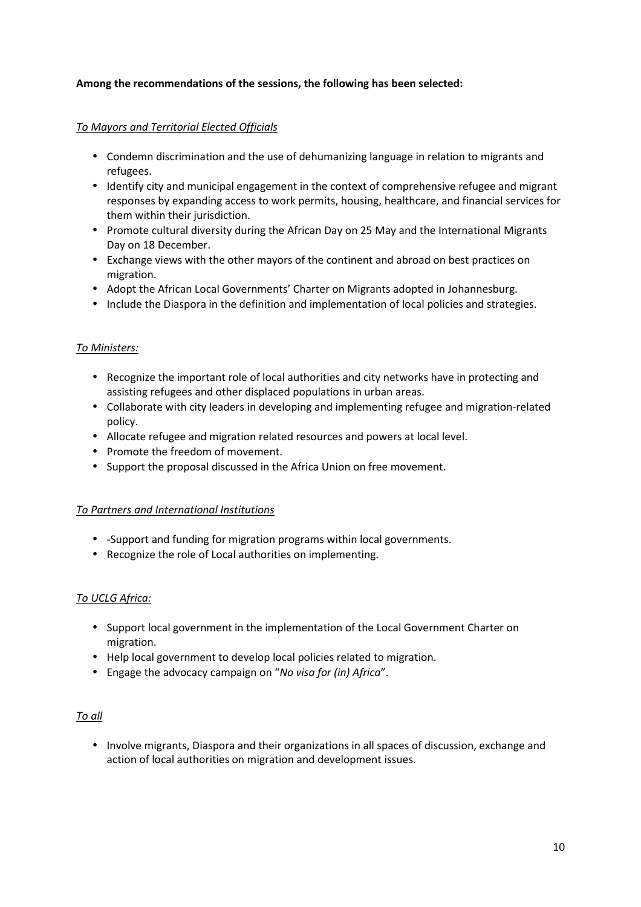**Among the recommendations of the sessions, the following has been selected:**

*To Mayors and Territorial Elected Officials*

- Condemn discrimination and the use of dehumanizing language in relation to migrants and refugees.
- Identify city and municipal engagement in the context of comprehensive refugee and migrant responses by expanding access to work permits, housing, healthcare, and financial services for them within their jurisdiction.
- Promote cultural diversity during the African Day on 25 May and the International Migrants Day on 18 December.
- Exchange views with the other mayors of the continent and abroad on best practices on migration.
- Adopt the African Local Governments' Charter on Migrants adopted in Johannesburg.
- Include the Diaspora in the definition and implementation of local policies and strategies.

*To Ministers:*

- Recognize the important role of local authorities and city networks have in protecting and assisting refugees and other displaced populations in urban areas.
- Collaborate with city leaders in developing and implementing refugee and migration-related policy.
- Allocate refugee and migration related resources and powers at local level.
- Promote the freedom of movement.
- Support the proposal discussed in the Africa Union on free movement.

*To Partners and International Institutions*

- -Support and funding for migration programs within local governments.
- Recognize the role of Local authorities on implementing.

*To UCLG Africa:*

- Support local government in the implementation of the Local Government Charter on migration.
- Help local government to develop local policies related to migration.
- Engage the advocacy campaign on "*No visa for (in) Africa*".

*To all*

- Involve migrants, Diaspora and their organizations in all spaces of discussion, exchange and action of local authorities on migration and development issues.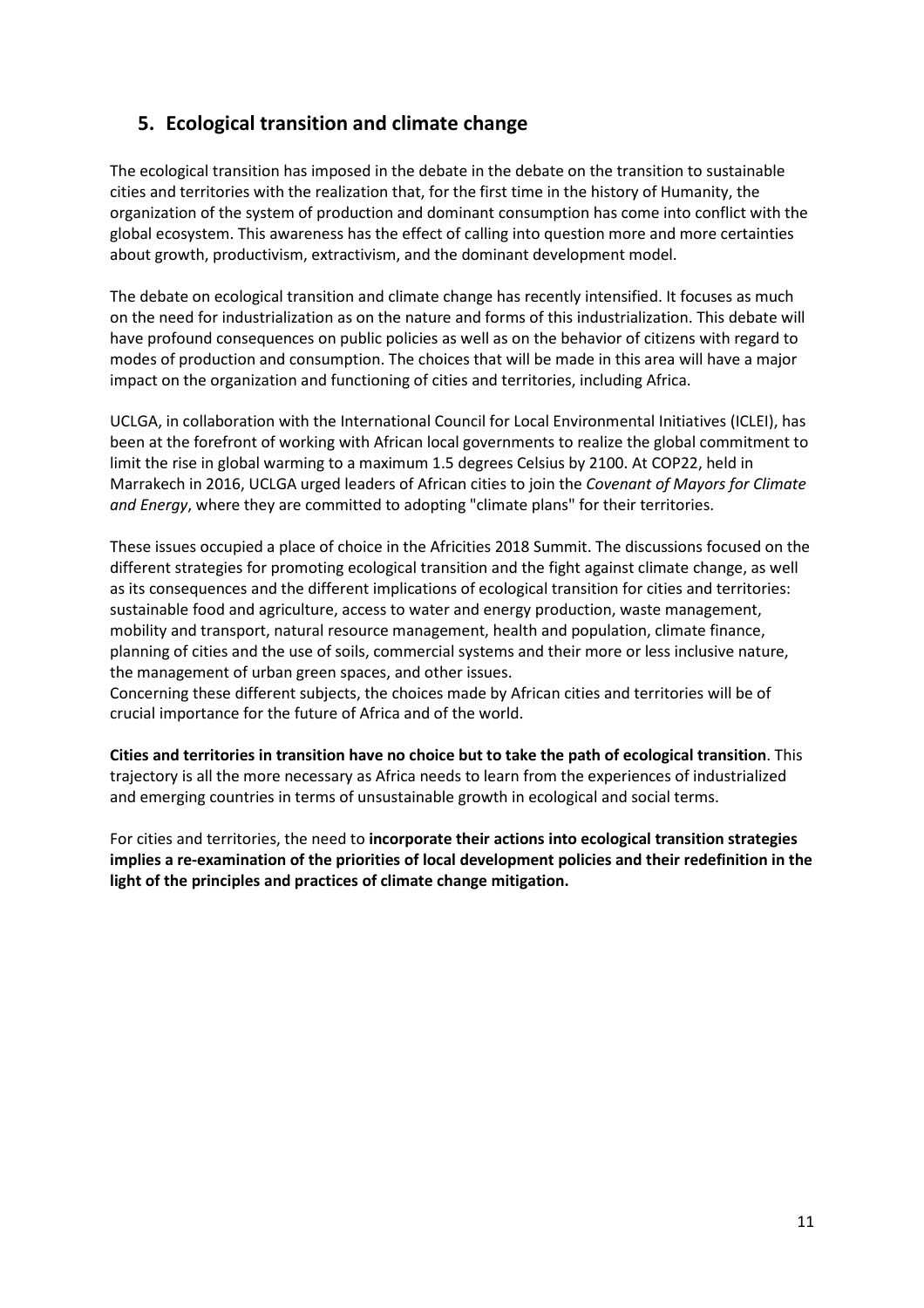## 5. Ecological transition and climate change

The ecological transition has imposed in the debate in the debate on the transition to sustainable cities and territories with the realization that, for the first time in the history of Humanity, the organization of the system of production and dominant consumption has come into conflict with the global ecosystem. This awareness has the effect of calling into question more and more certainties about growth, productivism, extractivism, and the dominant development model.

The debate on ecological transition and climate change has recently intensified. It focuses as much on the need for industrialization as on the nature and forms of this industrialization. This debate will have profound consequences on public policies as well as on the behavior of citizens with regard to modes of production and consumption. The choices that will be made in this area will have a major impact on the organization and functioning of cities and territories, including Africa.

UCLGA, in collaboration with the International Council for Local Environmental Initiatives (ICLEI), has been at the forefront of working with African local governments to realize the global commitment to limit the rise in global warming to a maximum 1.5 degrees Celsius by 2100. At COP22, held in Marrakech in 2016, UCLGA urged leaders of African cities to join the *Covenant of Mayors for Climate and Energy*, where they are committed to adopting "climate plans" for their territories.

These issues occupied a place of choice in the Africities 2018 Summit. The discussions focused on the different strategies for promoting ecological transition and the fight against climate change, as well as its consequences and the different implications of ecological transition for cities and territories: sustainable food and agriculture, access to water and energy production, waste management, mobility and transport, natural resource management, health and population, climate finance, planning of cities and the use of soils, commercial systems and their more or less inclusive nature, the management of urban green spaces, and other issues.
Concerning these different subjects, the choices made by African cities and territories will be of crucial importance for the future of Africa and of the world.

**Cities and territories in transition have no choice but to take the path of ecological transition**. This trajectory is all the more necessary as Africa needs to learn from the experiences of industrialized and emerging countries in terms of unsustainable growth in ecological and social terms.

For cities and territories, the need to **incorporate their actions into ecological transition strategies implies a re-examination of the priorities of local development policies and their redefinition in the light of the principles and practices of climate change mitigation.**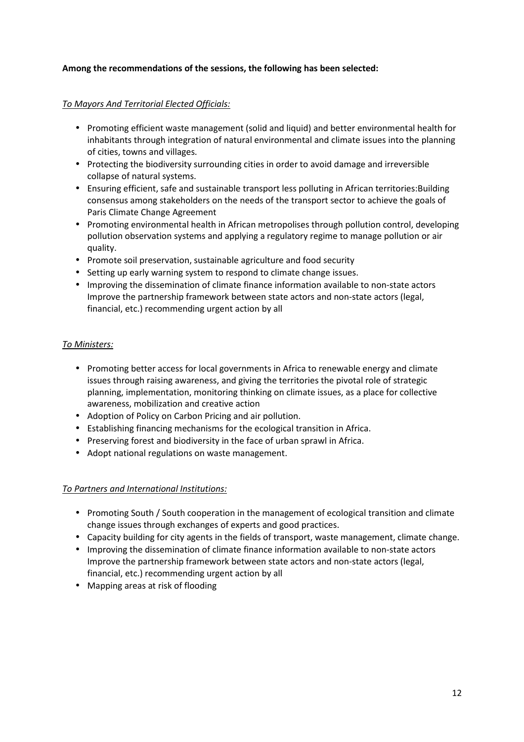**Among the recommendations of the sessions, the following has been selected:**

*To Mayors And Territorial Elected Officials:*

- Promoting efficient waste management (solid and liquid) and better environmental health for inhabitants through integration of natural environmental and climate issues into the planning of cities, towns and villages.
- Protecting the biodiversity surrounding cities in order to avoid damage and irreversible collapse of natural systems.
- Ensuring efficient, safe and sustainable transport less polluting in African territories:Building consensus among stakeholders on the needs of the transport sector to achieve the goals of Paris Climate Change Agreement
- Promoting environmental health in African metropolises through pollution control, developing pollution observation systems and applying a regulatory regime to manage pollution or air quality.
- Promote soil preservation, sustainable agriculture and food security
- Setting up early warning system to respond to climate change issues.
- Improving the dissemination of climate finance information available to non-state actors Improve the partnership framework between state actors and non-state actors (legal, financial, etc.) recommending urgent action by all

*To Ministers:*

- Promoting better access for local governments in Africa to renewable energy and climate issues through raising awareness, and giving the territories the pivotal role of strategic planning, implementation, monitoring thinking on climate issues, as a place for collective awareness, mobilization and creative action
- Adoption of Policy on Carbon Pricing and air pollution.
- Establishing financing mechanisms for the ecological transition in Africa.
- Preserving forest and biodiversity in the face of urban sprawl in Africa.
- Adopt national regulations on waste management.

*To Partners and International Institutions:*

- Promoting South / South cooperation in the management of ecological transition and climate change issues through exchanges of experts and good practices.
- Capacity building for city agents in the fields of transport, waste management, climate change.
- Improving the dissemination of climate finance information available to non-state actors Improve the partnership framework between state actors and non-state actors (legal, financial, etc.) recommending urgent action by all
- Mapping areas at risk of flooding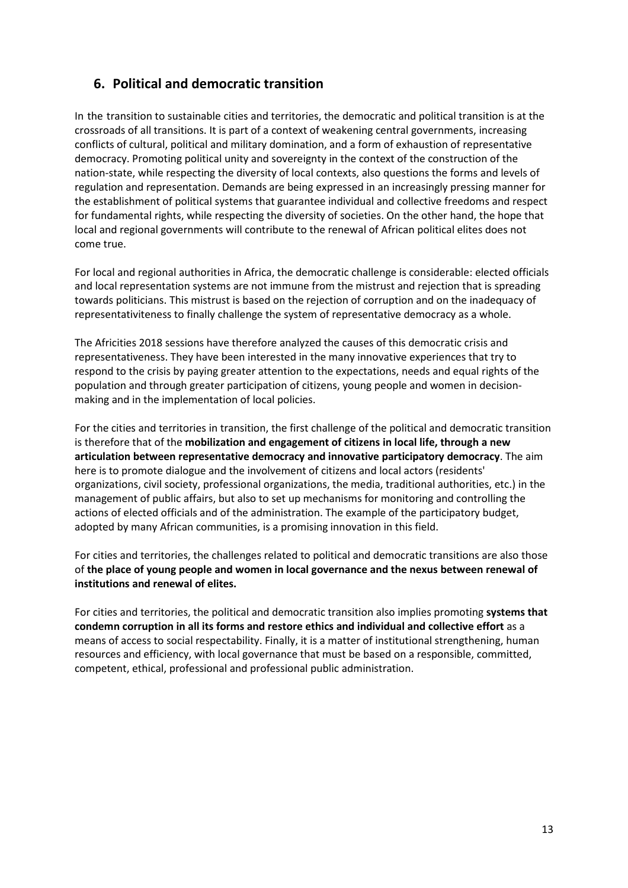## 6. Political and democratic transition

In the transition to sustainable cities and territories, the democratic and political transition is at the crossroads of all transitions. It is part of a context of weakening central governments, increasing conflicts of cultural, political and military domination, and a form of exhaustion of representative democracy. Promoting political unity and sovereignty in the context of the construction of the nation-state, while respecting the diversity of local contexts, also questions the forms and levels of regulation and representation. Demands are being expressed in an increasingly pressing manner for the establishment of political systems that guarantee individual and collective freedoms and respect for fundamental rights, while respecting the diversity of societies. On the other hand, the hope that local and regional governments will contribute to the renewal of African political elites does not come true.

For local and regional authorities in Africa, the democratic challenge is considerable: elected officials and local representation systems are not immune from the mistrust and rejection that is spreading towards politicians. This mistrust is based on the rejection of corruption and on the inadequacy of representativiteness to finally challenge the system of representative democracy as a whole.

The Africities 2018 sessions have therefore analyzed the causes of this democratic crisis and representativeness. They have been interested in the many innovative experiences that try to respond to the crisis by paying greater attention to the expectations, needs and equal rights of the population and through greater participation of citizens, young people and women in decision-making and in the implementation of local policies.

For the cities and territories in transition, the first challenge of the political and democratic transition is therefore that of the **mobilization and engagement of citizens in local life, through a new articulation between representative democracy and innovative participatory democracy**. The aim here is to promote dialogue and the involvement of citizens and local actors (residents' organizations, civil society, professional organizations, the media, traditional authorities, etc.) in the management of public affairs, but also to set up mechanisms for monitoring and controlling the actions of elected officials and of the administration. The example of the participatory budget, adopted by many African communities, is a promising innovation in this field.

For cities and territories, the challenges related to political and democratic transitions are also those of **the place of young people and women in local governance and the nexus between renewal of institutions and renewal of elites.**

For cities and territories, the political and democratic transition also implies promoting **systems that condemn corruption in all its forms and restore ethics and individual and collective effort** as a means of access to social respectability. Finally, it is a matter of institutional strengthening, human resources and efficiency, with local governance that must be based on a responsible, committed, competent, ethical, professional and professional public administration.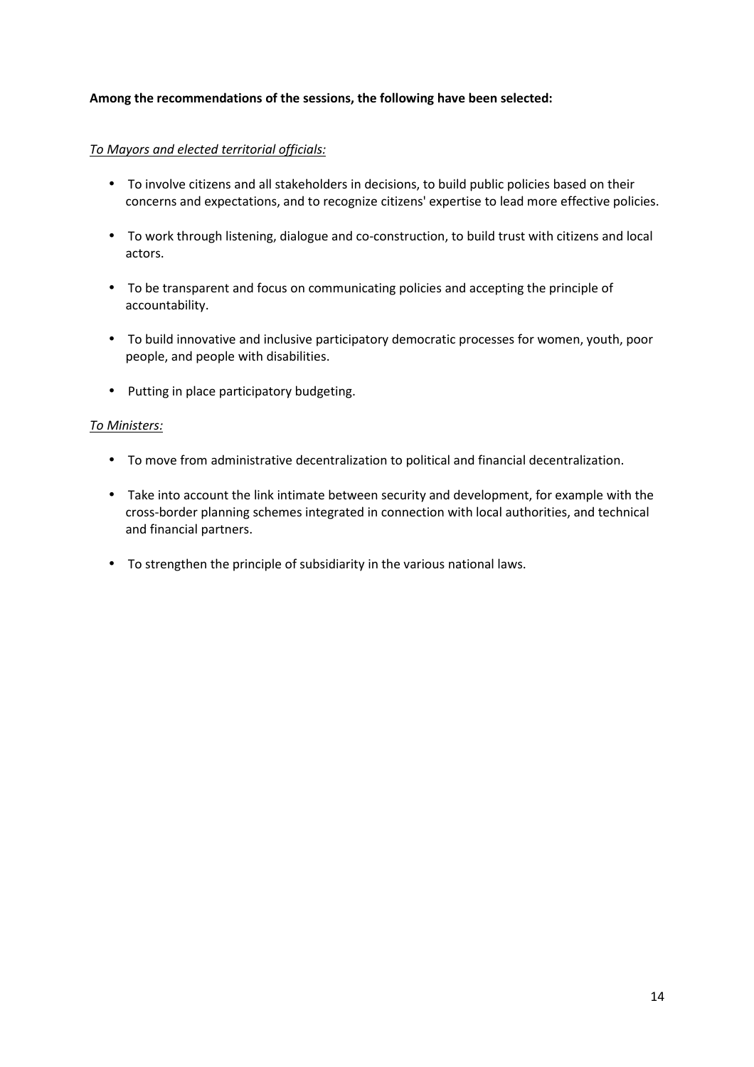**Among the recommendations of the sessions, the following have been selected:**

*To Mayors and elected territorial officials:*

- To involve citizens and all stakeholders in decisions, to build public policies based on their concerns and expectations, and to recognize citizens' expertise to lead more effective policies.
- To work through listening, dialogue and co-construction, to build trust with citizens and local actors.
- To be transparent and focus on communicating policies and accepting the principle of accountability.
- To build innovative and inclusive participatory democratic processes for women, youth, poor people, and people with disabilities.
- Putting in place participatory budgeting.

*To Ministers:*

- To move from administrative decentralization to political and financial decentralization.
- Take into account the link intimate between security and development, for example with the cross-border planning schemes integrated in connection with local authorities, and technical and financial partners.
- To strengthen the principle of subsidiarity in the various national laws.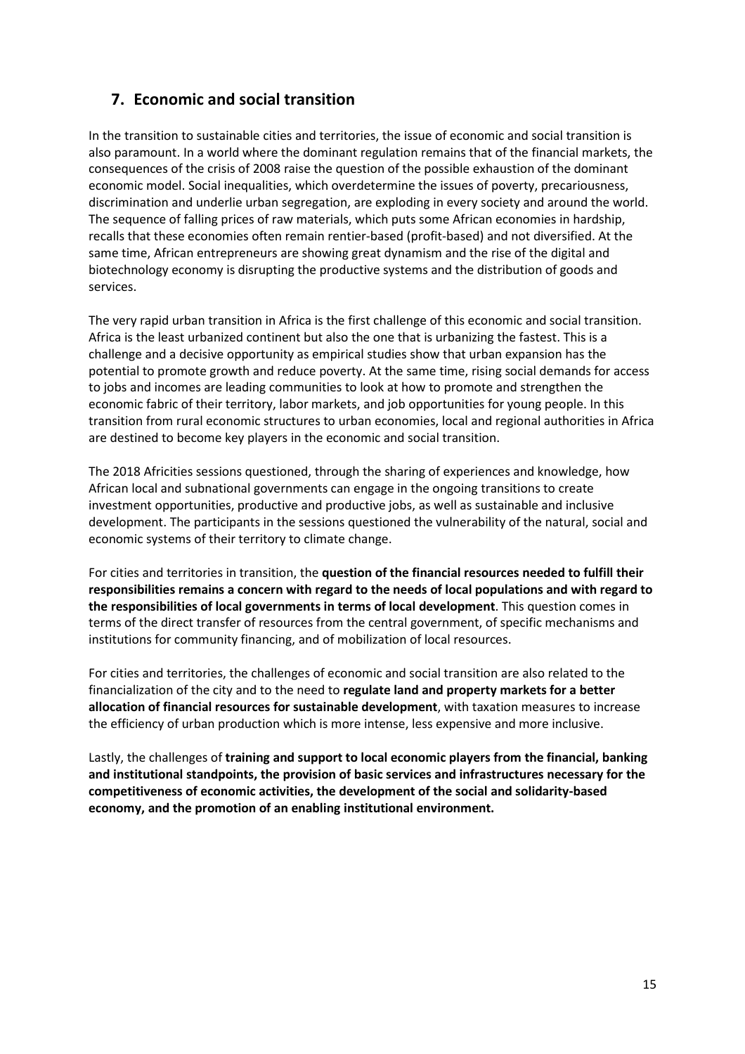## 7. Economic and social transition

In the transition to sustainable cities and territories, the issue of economic and social transition is also paramount. In a world where the dominant regulation remains that of the financial markets, the consequences of the crisis of 2008 raise the question of the possible exhaustion of the dominant economic model. Social inequalities, which overdetermine the issues of poverty, precariousness, discrimination and underlie urban segregation, are exploding in every society and around the world. The sequence of falling prices of raw materials, which puts some African economies in hardship, recalls that these economies often remain rentier-based (profit-based) and not diversified. At the same time, African entrepreneurs are showing great dynamism and the rise of the digital and biotechnology economy is disrupting the productive systems and the distribution of goods and services.

The very rapid urban transition in Africa is the first challenge of this economic and social transition. Africa is the least urbanized continent but also the one that is urbanizing the fastest. This is a challenge and a decisive opportunity as empirical studies show that urban expansion has the potential to promote growth and reduce poverty. At the same time, rising social demands for access to jobs and incomes are leading communities to look at how to promote and strengthen the economic fabric of their territory, labor markets, and job opportunities for young people. In this transition from rural economic structures to urban economies, local and regional authorities in Africa are destined to become key players in the economic and social transition.

The 2018 Africities sessions questioned, through the sharing of experiences and knowledge, how African local and subnational governments can engage in the ongoing transitions to create investment opportunities, productive and productive jobs, as well as sustainable and inclusive development. The participants in the sessions questioned the vulnerability of the natural, social and economic systems of their territory to climate change.

For cities and territories in transition, the **question of the financial resources needed to fulfill their responsibilities remains a concern with regard to the needs of local populations and with regard to the responsibilities of local governments in terms of local development**. This question comes in terms of the direct transfer of resources from the central government, of specific mechanisms and institutions for community financing, and of mobilization of local resources.

For cities and territories, the challenges of economic and social transition are also related to the financialization of the city and to the need to **regulate land and property markets for a better allocation of financial resources for sustainable development**, with taxation measures to increase the efficiency of urban production which is more intense, less expensive and more inclusive.

Lastly, the challenges of **training and support to local economic players from the financial, banking and institutional standpoints, the provision of basic services and infrastructures necessary for the competitiveness of economic activities, the development of the social and solidarity-based economy, and the promotion of an enabling institutional environment.**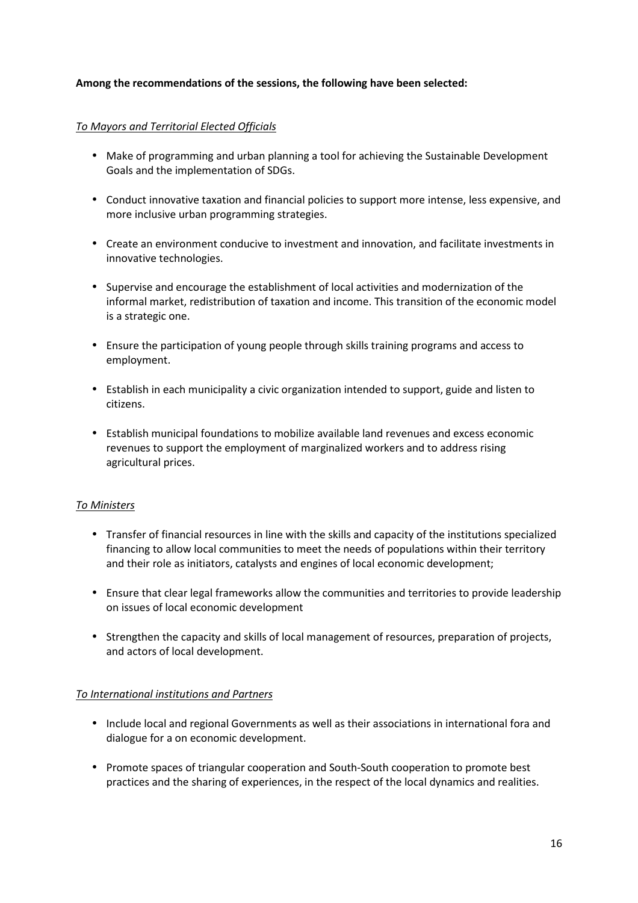**Among the recommendations of the sessions, the following have been selected:**

*To Mayors and Territorial Elected Officials*

- Make of programming and urban planning a tool for achieving the Sustainable Development Goals and the implementation of SDGs.
- Conduct innovative taxation and financial policies to support more intense, less expensive, and more inclusive urban programming strategies.
- Create an environment conducive to investment and innovation, and facilitate investments in innovative technologies.
- Supervise and encourage the establishment of local activities and modernization of the informal market, redistribution of taxation and income. This transition of the economic model is a strategic one.
- Ensure the participation of young people through skills training programs and access to employment.
- Establish in each municipality a civic organization intended to support, guide and listen to citizens.
- Establish municipal foundations to mobilize available land revenues and excess economic revenues to support the employment of marginalized workers and to address rising agricultural prices.

*To Ministers*

- Transfer of financial resources in line with the skills and capacity of the institutions specialized financing to allow local communities to meet the needs of populations within their territory and their role as initiators, catalysts and engines of local economic development;
- Ensure that clear legal frameworks allow the communities and territories to provide leadership on issues of local economic development
- Strengthen the capacity and skills of local management of resources, preparation of projects, and actors of local development.

*To International institutions and Partners*

- Include local and regional Governments as well as their associations in international fora and dialogue for a on economic development.
- Promote spaces of triangular cooperation and South-South cooperation to promote best practices and the sharing of experiences, in the respect of the local dynamics and realities.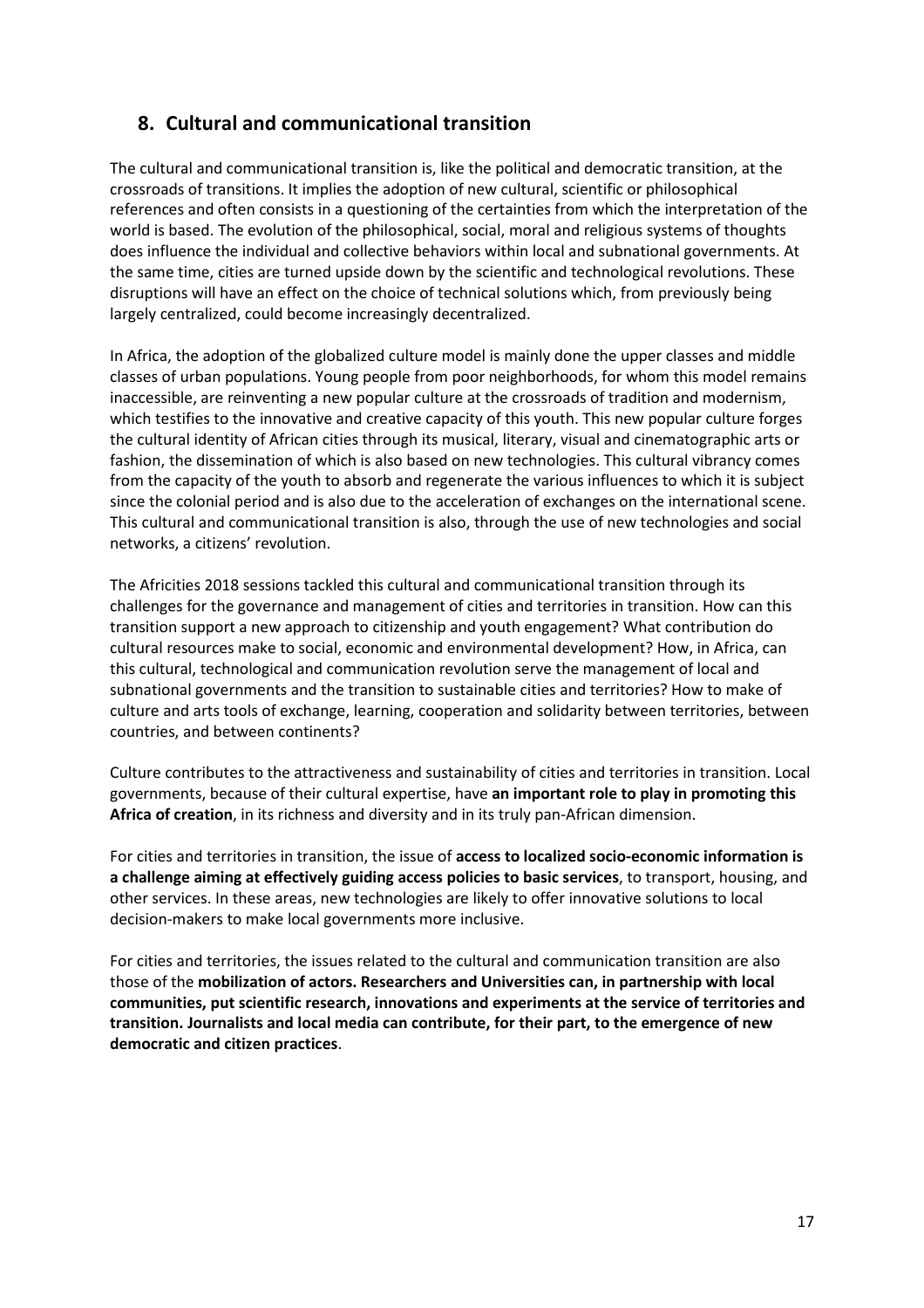## 8. Cultural and communicational transition

The cultural and communicational transition is, like the political and democratic transition, at the crossroads of transitions. It implies the adoption of new cultural, scientific or philosophical references and often consists in a questioning of the certainties from which the interpretation of the world is based. The evolution of the philosophical, social, moral and religious systems of thoughts does influence the individual and collective behaviors within local and subnational governments. At the same time, cities are turned upside down by the scientific and technological revolutions. These disruptions will have an effect on the choice of technical solutions which, from previously being largely centralized, could become increasingly decentralized.

In Africa, the adoption of the globalized culture model is mainly done the upper classes and middle classes of urban populations. Young people from poor neighborhoods, for whom this model remains inaccessible, are reinventing a new popular culture at the crossroads of tradition and modernism, which testifies to the innovative and creative capacity of this youth. This new popular culture forges the cultural identity of African cities through its musical, literary, visual and cinematographic arts or fashion, the dissemination of which is also based on new technologies. This cultural vibrancy comes from the capacity of the youth to absorb and regenerate the various influences to which it is subject since the colonial period and is also due to the acceleration of exchanges on the international scene. This cultural and communicational transition is also, through the use of new technologies and social networks, a citizens' revolution.

The Africities 2018 sessions tackled this cultural and communicational transition through its challenges for the governance and management of cities and territories in transition. How can this transition support a new approach to citizenship and youth engagement? What contribution do cultural resources make to social, economic and environmental development? How, in Africa, can this cultural, technological and communication revolution serve the management of local and subnational governments and the transition to sustainable cities and territories? How to make of culture and arts tools of exchange, learning, cooperation and solidarity between territories, between countries, and between continents?

Culture contributes to the attractiveness and sustainability of cities and territories in transition. Local governments, because of their cultural expertise, have **an important role to play in promoting this Africa of creation**, in its richness and diversity and in its truly pan-African dimension.

For cities and territories in transition, the issue of **access to localized socio-economic information is a challenge aiming at effectively guiding access policies to basic services**, to transport, housing, and other services. In these areas, new technologies are likely to offer innovative solutions to local decision-makers to make local governments more inclusive.

For cities and territories, the issues related to the cultural and communication transition are also those of the **mobilization of actors. Researchers and Universities can, in partnership with local communities, put scientific research, innovations and experiments at the service of territories and transition. Journalists and local media can contribute, for their part, to the emergence of new democratic and citizen practices**.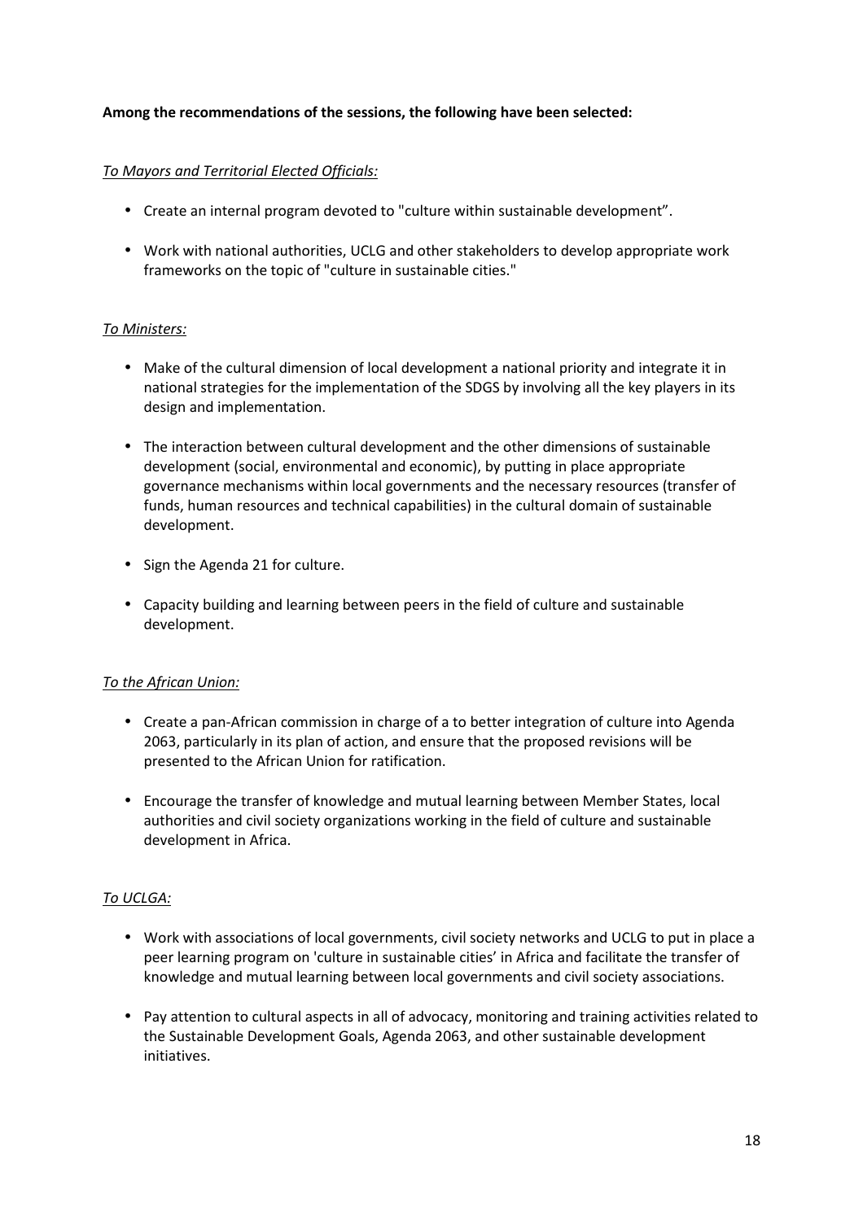**Among the recommendations of the sessions, the following have been selected:**

*To Mayors and Territorial Elected Officials:*

- Create an internal program devoted to "culture within sustainable development".
- Work with national authorities, UCLG and other stakeholders to develop appropriate work frameworks on the topic of "culture in sustainable cities."

*To Ministers:*

- Make of the cultural dimension of local development a national priority and integrate it in national strategies for the implementation of the SDGS by involving all the key players in its design and implementation.
- The interaction between cultural development and the other dimensions of sustainable development (social, environmental and economic), by putting in place appropriate governance mechanisms within local governments and the necessary resources (transfer of funds, human resources and technical capabilities) in the cultural domain of sustainable development.
- Sign the Agenda 21 for culture.
- Capacity building and learning between peers in the field of culture and sustainable development.

*To the African Union:*

- Create a pan-African commission in charge of a to better integration of culture into Agenda 2063, particularly in its plan of action, and ensure that the proposed revisions will be presented to the African Union for ratification.
- Encourage the transfer of knowledge and mutual learning between Member States, local authorities and civil society organizations working in the field of culture and sustainable development in Africa.

*To UCLGA:*

- Work with associations of local governments, civil society networks and UCLG to put in place a peer learning program on 'culture in sustainable cities' in Africa and facilitate the transfer of knowledge and mutual learning between local governments and civil society associations.
- Pay attention to cultural aspects in all of advocacy, monitoring and training activities related to the Sustainable Development Goals, Agenda 2063, and other sustainable development initiatives.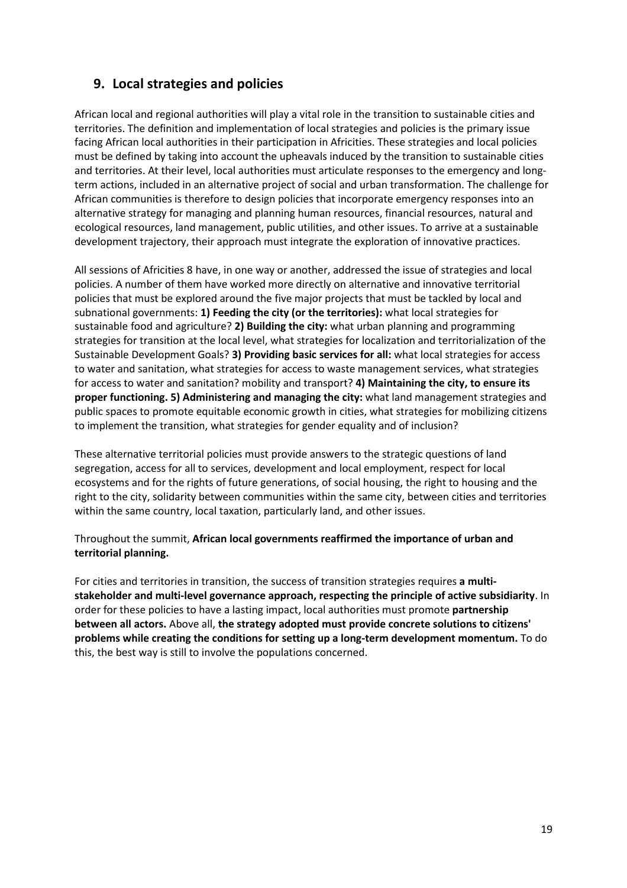## 9. Local strategies and policies

African local and regional authorities will play a vital role in the transition to sustainable cities and territories. The definition and implementation of local strategies and policies is the primary issue facing African local authorities in their participation in Africities. These strategies and local policies must be defined by taking into account the upheavals induced by the transition to sustainable cities and territories. At their level, local authorities must articulate responses to the emergency and long-term actions, included in an alternative project of social and urban transformation. The challenge for African communities is therefore to design policies that incorporate emergency responses into an alternative strategy for managing and planning human resources, financial resources, natural and ecological resources, land management, public utilities, and other issues. To arrive at a sustainable development trajectory, their approach must integrate the exploration of innovative practices.

All sessions of Africities 8 have, in one way or another, addressed the issue of strategies and local policies. A number of them have worked more directly on alternative and innovative territorial policies that must be explored around the five major projects that must be tackled by local and subnational governments: **1) Feeding the city (or the territories):** what local strategies for sustainable food and agriculture? **2) Building the city:** what urban planning and programming strategies for transition at the local level, what strategies for localization and territorialization of the Sustainable Development Goals? **3) Providing basic services for all:** what local strategies for access to water and sanitation, what strategies for access to waste management services, what strategies for access to water and sanitation? mobility and transport? **4) Maintaining the city, to ensure its proper functioning. 5) Administering and managing the city:** what land management strategies and public spaces to promote equitable economic growth in cities, what strategies for mobilizing citizens to implement the transition, what strategies for gender equality and of inclusion?

These alternative territorial policies must provide answers to the strategic questions of land segregation, access for all to services, development and local employment, respect for local ecosystems and for the rights of future generations, of social housing, the right to housing and the right to the city, solidarity between communities within the same city, between cities and territories within the same country, local taxation, particularly land, and other issues.

Throughout the summit, **African local governments reaffirmed the importance of urban and territorial planning.**

For cities and territories in transition, the success of transition strategies requires **a multi-stakeholder and multi-level governance approach, respecting the principle of active subsidiarity**. In order for these policies to have a lasting impact, local authorities must promote **partnership between all actors.** Above all, **the strategy adopted must provide concrete solutions to citizens' problems while creating the conditions for setting up a long-term development momentum.** To do this, the best way is still to involve the populations concerned.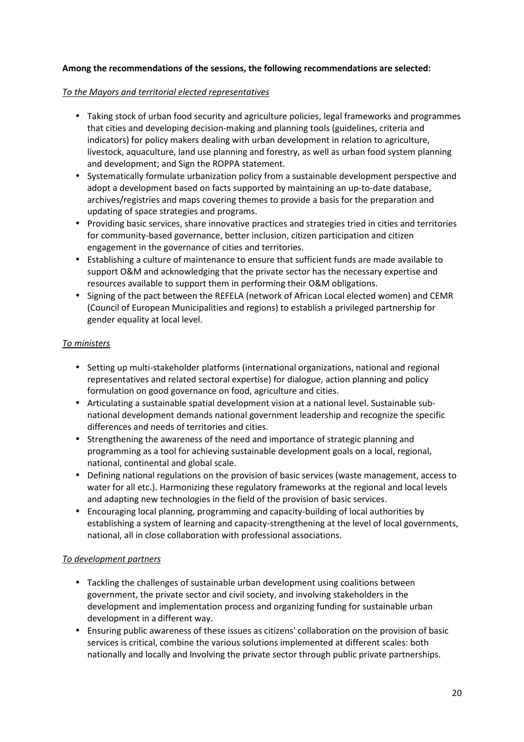**Among the recommendations of the sessions, the following recommendations are selected:**

*To the Mayors and territorial elected representatives*

- Taking stock of urban food security and agriculture policies, legal frameworks and programmes that cities and developing decision-making and planning tools (guidelines, criteria and indicators) for policy makers dealing with urban development in relation to agriculture, livestock, aquaculture, land use planning and forestry, as well as urban food system planning and development; and Sign the ROPPA statement.
- Systematically formulate urbanization policy from a sustainable development perspective and adopt a development based on facts supported by maintaining an up-to-date database, archives/registries and maps covering themes to provide a basis for the preparation and updating of space strategies and programs.
- Providing basic services, share innovative practices and strategies tried in cities and territories for community-based governance, better inclusion, citizen participation and citizen engagement in the governance of cities and territories.
- Establishing a culture of maintenance to ensure that sufficient funds are made available to support O&M and acknowledging that the private sector has the necessary expertise and resources available to support them in performing their O&M obligations.
- Signing of the pact between the REFELA (network of African Local elected women) and CEMR (Council of European Municipalities and regions) to establish a privileged partnership for gender equality at local level.

*To ministers*

- Setting up multi-stakeholder platforms (international organizations, national and regional representatives and related sectoral expertise) for dialogue, action planning and policy formulation on good governance on food, agriculture and cities.
- Articulating a sustainable spatial development vision at a national level. Sustainable sub-national development demands national government leadership and recognize the specific differences and needs of territories and cities.
- Strengthening the awareness of the need and importance of strategic planning and programming as a tool for achieving sustainable development goals on a local, regional, national, continental and global scale.
- Defining national regulations on the provision of basic services (waste management, access to water for all etc.). Harmonizing these regulatory frameworks at the regional and local levels and adapting new technologies in the field of the provision of basic services.
- Encouraging local planning, programming and capacity-building of local authorities by establishing a system of learning and capacity-strengthening at the level of local governments, national, all in close collaboration with professional associations.

*To development partners*

- Tackling the challenges of sustainable urban development using coalitions between government, the private sector and civil society, and involving stakeholders in the development and implementation process and organizing funding for sustainable urban development in a different way.
- Ensuring public awareness of these issues as citizens' collaboration on the provision of basic services is critical, combine the various solutions implemented at different scales: both nationally and locally and Involving the private sector through public private partnerships.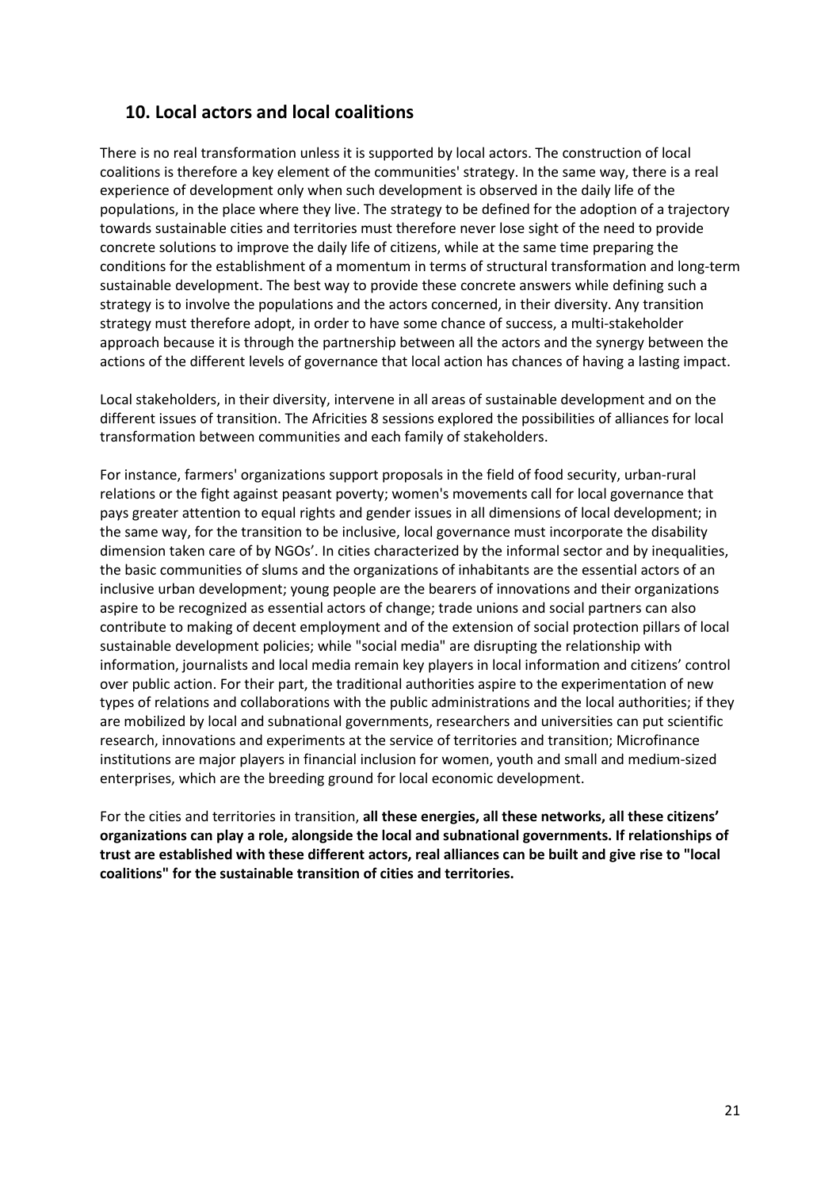## 10. Local actors and local coalitions

There is no real transformation unless it is supported by local actors. The construction of local coalitions is therefore a key element of the communities' strategy. In the same way, there is a real experience of development only when such development is observed in the daily life of the populations, in the place where they live. The strategy to be defined for the adoption of a trajectory towards sustainable cities and territories must therefore never lose sight of the need to provide concrete solutions to improve the daily life of citizens, while at the same time preparing the conditions for the establishment of a momentum in terms of structural transformation and long-term sustainable development. The best way to provide these concrete answers while defining such a strategy is to involve the populations and the actors concerned, in their diversity. Any transition strategy must therefore adopt, in order to have some chance of success, a multi-stakeholder approach because it is through the partnership between all the actors and the synergy between the actions of the different levels of governance that local action has chances of having a lasting impact.

Local stakeholders, in their diversity, intervene in all areas of sustainable development and on the different issues of transition. The Africities 8 sessions explored the possibilities of alliances for local transformation between communities and each family of stakeholders.

For instance, farmers' organizations support proposals in the field of food security, urban-rural relations or the fight against peasant poverty; women's movements call for local governance that pays greater attention to equal rights and gender issues in all dimensions of local development; in the same way, for the transition to be inclusive, local governance must incorporate the disability dimension taken care of by NGOs'. In cities characterized by the informal sector and by inequalities, the basic communities of slums and the organizations of inhabitants are the essential actors of an inclusive urban development; young people are the bearers of innovations and their organizations aspire to be recognized as essential actors of change; trade unions and social partners can also contribute to making of decent employment and of the extension of social protection pillars of local sustainable development policies; while "social media" are disrupting the relationship with information, journalists and local media remain key players in local information and citizens' control over public action. For their part, the traditional authorities aspire to the experimentation of new types of relations and collaborations with the public administrations and the local authorities; if they are mobilized by local and subnational governments, researchers and universities can put scientific research, innovations and experiments at the service of territories and transition; Microfinance institutions are major players in financial inclusion for women, youth and small and medium-sized enterprises, which are the breeding ground for local economic development.

For the cities and territories in transition, **all these energies, all these networks, all these citizens' organizations can play a role, alongside the local and subnational governments. If relationships of trust are established with these different actors, real alliances can be built and give rise to "local coalitions" for the sustainable transition of cities and territories.**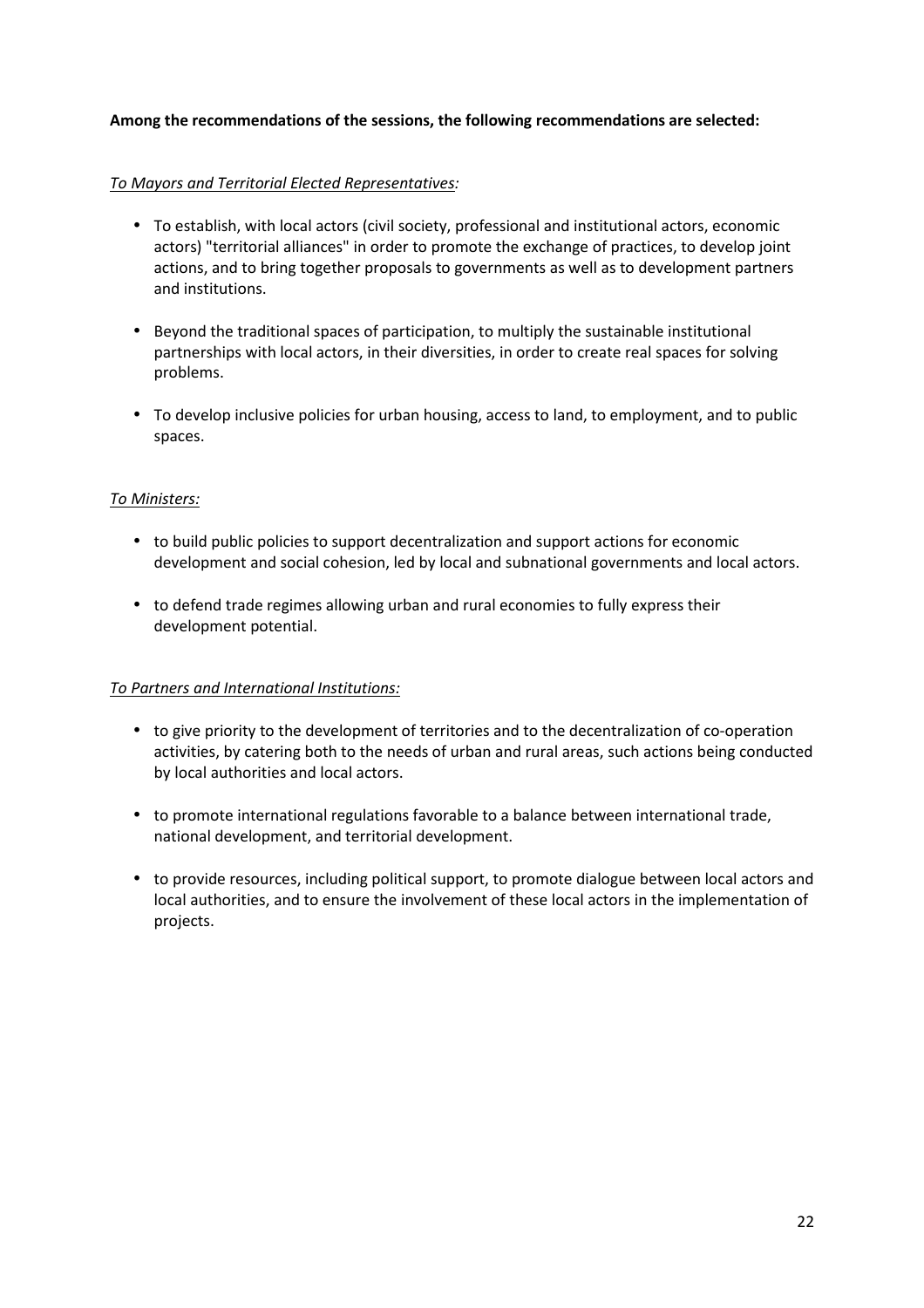**Among the recommendations of the sessions, the following recommendations are selected:**

*To Mayors and Territorial Elected Representatives:*

- To establish, with local actors (civil society, professional and institutional actors, economic actors) "territorial alliances" in order to promote the exchange of practices, to develop joint actions, and to bring together proposals to governments as well as to development partners and institutions.

- Beyond the traditional spaces of participation, to multiply the sustainable institutional partnerships with local actors, in their diversities, in order to create real spaces for solving problems.

- To develop inclusive policies for urban housing, access to land, to employment, and to public spaces.

*To Ministers:*

- to build public policies to support decentralization and support actions for economic development and social cohesion, led by local and subnational governments and local actors.

- to defend trade regimes allowing urban and rural economies to fully express their development potential.

*To Partners and International Institutions:*

- to give priority to the development of territories and to the decentralization of co-operation activities, by catering both to the needs of urban and rural areas, such actions being conducted by local authorities and local actors.

- to promote international regulations favorable to a balance between international trade, national development, and territorial development.

- to provide resources, including political support, to promote dialogue between local actors and local authorities, and to ensure the involvement of these local actors in the implementation of projects.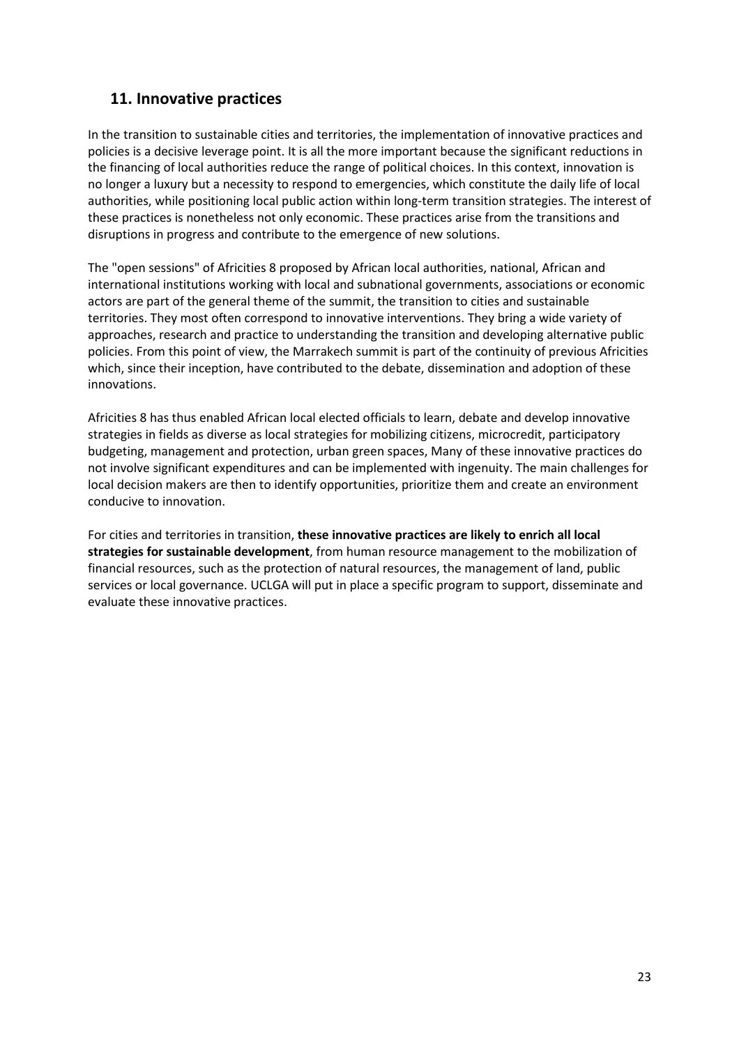## 11. Innovative practices

In the transition to sustainable cities and territories, the implementation of innovative practices and policies is a decisive leverage point. It is all the more important because the significant reductions in the financing of local authorities reduce the range of political choices. In this context, innovation is no longer a luxury but a necessity to respond to emergencies, which constitute the daily life of local authorities, while positioning local public action within long-term transition strategies. The interest of these practices is nonetheless not only economic. These practices arise from the transitions and disruptions in progress and contribute to the emergence of new solutions.

The "open sessions" of Africities 8 proposed by African local authorities, national, African and international institutions working with local and subnational governments, associations or economic actors are part of the general theme of the summit, the transition to cities and sustainable territories. They most often correspond to innovative interventions. They bring a wide variety of approaches, research and practice to understanding the transition and developing alternative public policies. From this point of view, the Marrakech summit is part of the continuity of previous Africities which, since their inception, have contributed to the debate, dissemination and adoption of these innovations.

Africities 8 has thus enabled African local elected officials to learn, debate and develop innovative strategies in fields as diverse as local strategies for mobilizing citizens, microcredit, participatory budgeting, management and protection, urban green spaces, Many of these innovative practices do not involve significant expenditures and can be implemented with ingenuity. The main challenges for local decision makers are then to identify opportunities, prioritize them and create an environment conducive to innovation.

For cities and territories in transition, **these innovative practices are likely to enrich all local strategies for sustainable development**, from human resource management to the mobilization of financial resources, such as the protection of natural resources, the management of land, public services or local governance. UCLGA will put in place a specific program to support, disseminate and evaluate these innovative practices.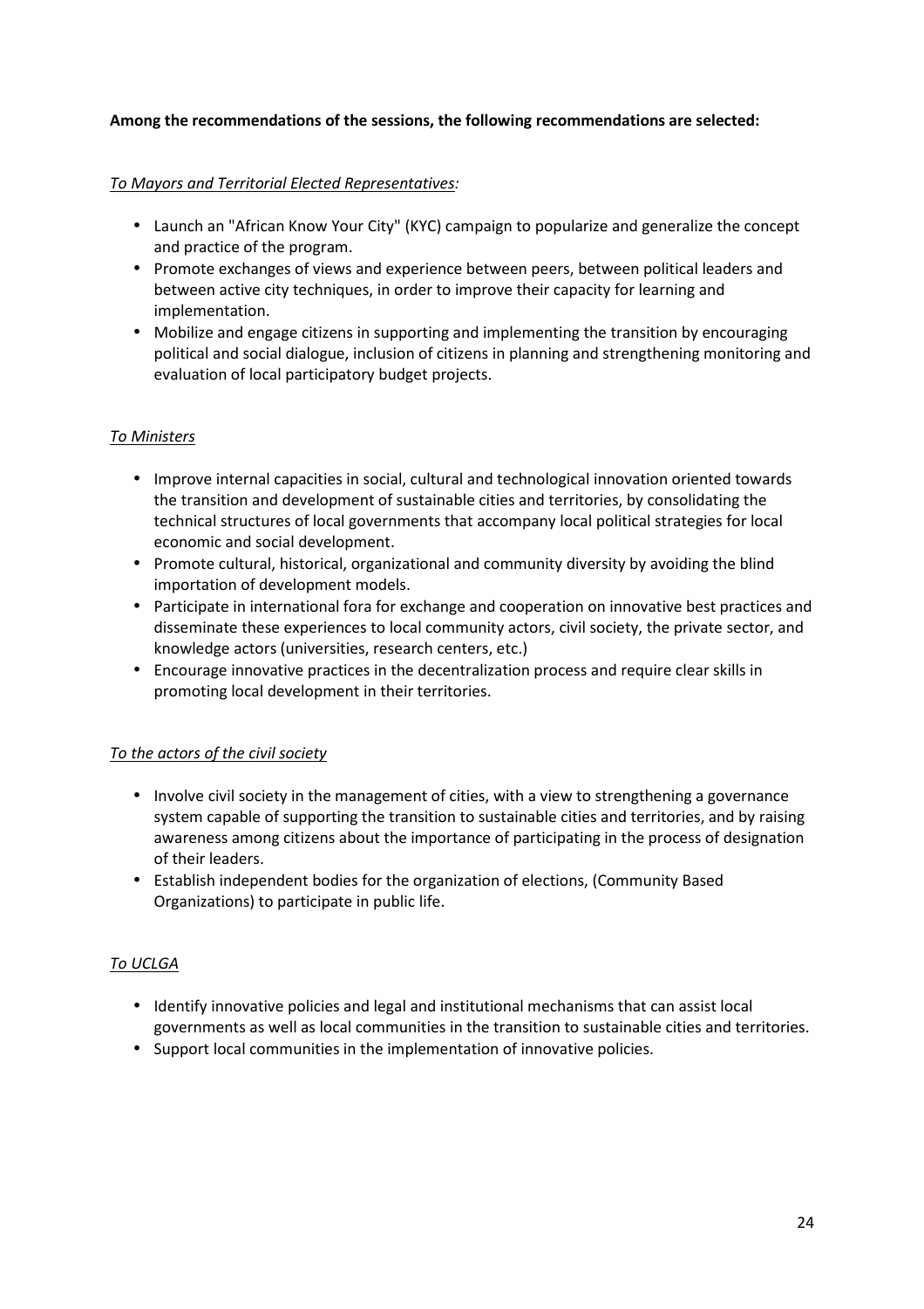**Among the recommendations of the sessions, the following recommendations are selected:**

*To Mayors and Territorial Elected Representatives:*

- Launch an "African Know Your City" (KYC) campaign to popularize and generalize the concept and practice of the program.
- Promote exchanges of views and experience between peers, between political leaders and between active city techniques, in order to improve their capacity for learning and implementation.
- Mobilize and engage citizens in supporting and implementing the transition by encouraging political and social dialogue, inclusion of citizens in planning and strengthening monitoring and evaluation of local participatory budget projects.

*To Ministers*

- Improve internal capacities in social, cultural and technological innovation oriented towards the transition and development of sustainable cities and territories, by consolidating the technical structures of local governments that accompany local political strategies for local economic and social development.
- Promote cultural, historical, organizational and community diversity by avoiding the blind importation of development models.
- Participate in international fora for exchange and cooperation on innovative best practices and disseminate these experiences to local community actors, civil society, the private sector, and knowledge actors (universities, research centers, etc.)
- Encourage innovative practices in the decentralization process and require clear skills in promoting local development in their territories.

*To the actors of the civil society*

- Involve civil society in the management of cities, with a view to strengthening a governance system capable of supporting the transition to sustainable cities and territories, and by raising awareness among citizens about the importance of participating in the process of designation of their leaders.
- Establish independent bodies for the organization of elections, (Community Based Organizations) to participate in public life.

*To UCLGA*

- Identify innovative policies and legal and institutional mechanisms that can assist local governments as well as local communities in the transition to sustainable cities and territories.
- Support local communities in the implementation of innovative policies.